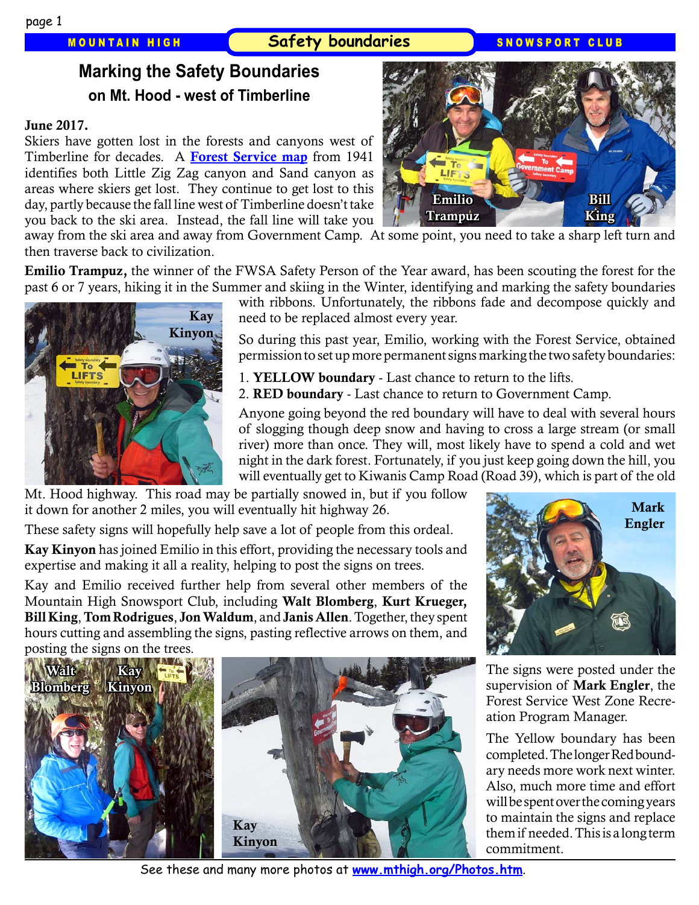# Marking the Safety Boundaries

## on Mt. Hood - west of Timberline

**June 2017.**

Skiers have gotten lost in the forests and canyons west of Timberline for decades. A **Forest Service map** from 1941 identifies both Little Zig Zag canyon and Sand canyon as areas where skiers get lost. They continue to get lost to this day, partly because the fall line west of Timberline doesn't take you back to the ski area. Instead, the fall line will take you away from the ski area and away from Government Camp. At some point, you need to take a sharp left turn and then traverse back to civilization.

**Emilio Trampuz,** the winner of the FWSA Safety Person of the Year award, has been scouting the forest for the past 6 or 7 years, hiking it in the Summer and skiing in the Winter, identifying and marking the safety boundaries with ribbons. Unfortunately, the ribbons fade and decompose quickly and need to be replaced almost every year.

So during this past year, Emilio, working with the Forest Service, obtained permission to set up more permanent signs marking the two safety boundaries:

1. **YELLOW boundary** - Last chance to return to the lifts.
2. **RED boundary** - Last chance to return to Government Camp.

Anyone going beyond the red boundary will have to deal with several hours of slogging though deep snow and having to cross a large stream (or small river) more than once. They will, most likely have to spend a cold and wet night in the dark forest. Fortunately, if you just keep going down the hill, you will eventually get to Kiwanis Camp Road (Road 39), which is part of the old Mt. Hood highway. This road may be partially snowed in, but if you follow it down for another 2 miles, you will eventually hit highway 26.

These safety signs will hopefully help save a lot of people from this ordeal.

**Kay Kinyon** has joined Emilio in this effort, providing the necessary tools and expertise and making it all a reality, helping to post the signs on trees.

Kay and Emilio received further help from several other members of the Mountain High Snowsport Club, including **Walt Blomberg**, **Kurt Krueger, Bill King**, **Tom Rodrigues**, **Jon Waldum**, and **Janis Allen**. Together, they spent hours cutting and assembling the signs, pasting reflective arrows on them, and posting the signs on the trees.

The signs were posted under the supervision of **Mark Engler**, the Forest Service West Zone Recreation Program Manager.

The Yellow boundary has been completed. The longer Red boundary needs more work next winter. Also, much more time and effort will be spent over the coming years to maintain the signs and replace them if needed. This is a long term commitment.

See these and many more photos at **www.mthigh.org/Photos.htm**.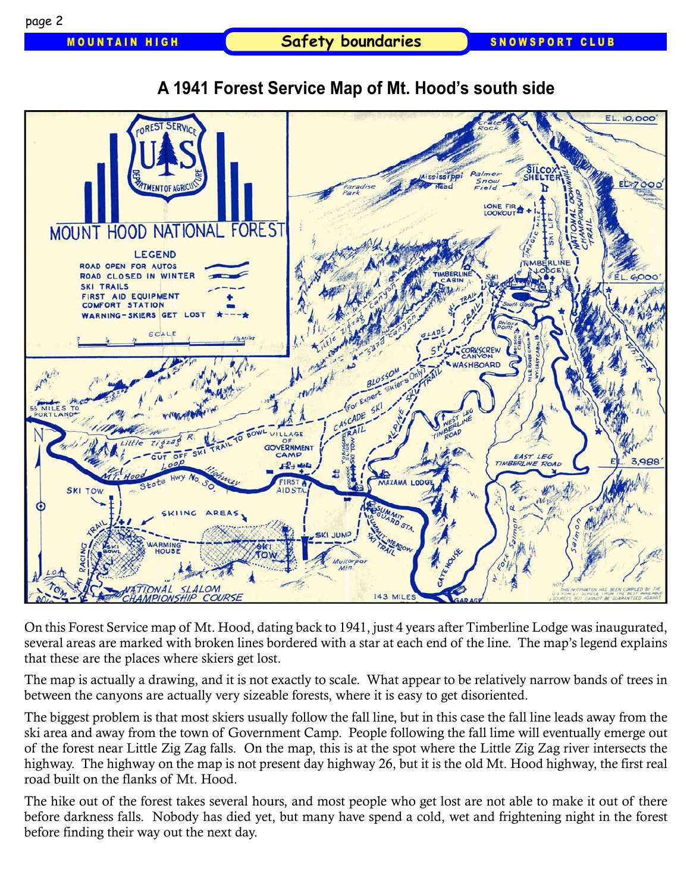## Safety boundaries

# A 1941 Forest Service Map of Mt. Hood's south side

On this Forest Service map of Mt. Hood, dating back to 1941, just 4 years after Timberline Lodge was inaugurated, several areas are marked with broken lines bordered with a star at each end of the line. The map's legend explains that these are the places where skiers get lost.

The map is actually a drawing, and it is not exactly to scale. What appear to be relatively narrow bands of trees in between the canyons are actually very sizeable forests, where it is easy to get disoriented.

The biggest problem is that most skiers usually follow the fall line, but in this case the fall line leads away from the ski area and away from the town of Government Camp. People following the fall lime will eventually emerge out of the forest near Little Zig Zag falls. On the map, this is at the spot where the Little Zig Zag river intersects the highway. The highway on the map is not present day highway 26, but it is the old Mt. Hood highway, the first real road built on the flanks of Mt. Hood.

The hike out of the forest takes several hours, and most people who get lost are not able to make it out of there before darkness falls. Nobody has died yet, but many have spend a cold, wet and frightening night in the forest before finding their way out the next day.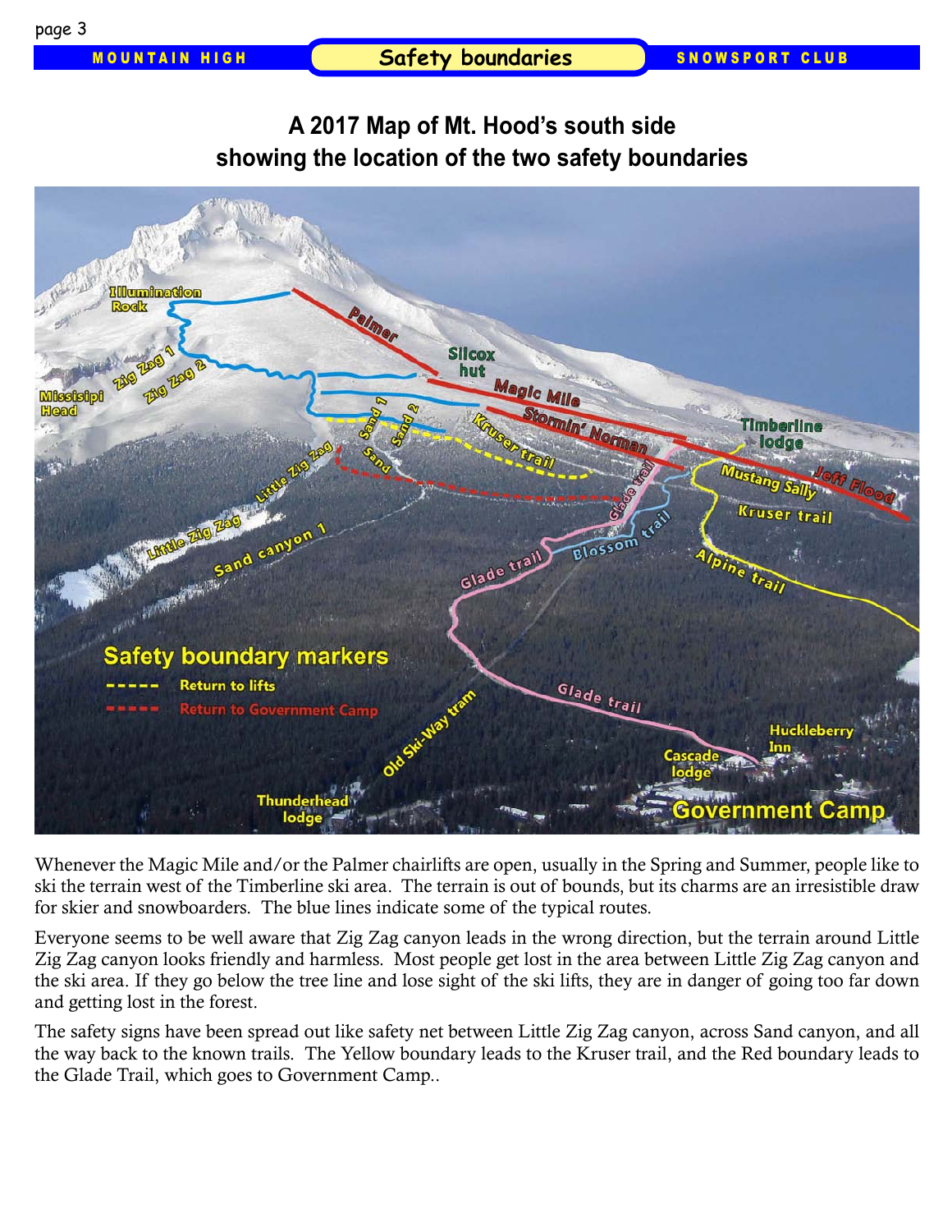# A 2017 Map of Mt. Hood's south side showing the location of the two safety boundaries

Whenever the Magic Mile and/or the Palmer chairlifts are open, usually in the Spring and Summer, people like to ski the terrain west of the Timberline ski area. The terrain is out of bounds, but its charms are an irresistible draw for skier and snowboarders. The blue lines indicate some of the typical routes.

Everyone seems to be well aware that Zig Zag canyon leads in the wrong direction, but the terrain around Little Zig Zag canyon looks friendly and harmless. Most people get lost in the area between Little Zig Zag canyon and the ski area. If they go below the tree line and lose sight of the ski lifts, they are in danger of going too far down and getting lost in the forest.

The safety signs have been spread out like safety net between Little Zig Zag canyon, across Sand canyon, and all the way back to the known trails. The Yellow boundary leads to the Kruser trail, and the Red boundary leads to the Glade Trail, which goes to Government Camp..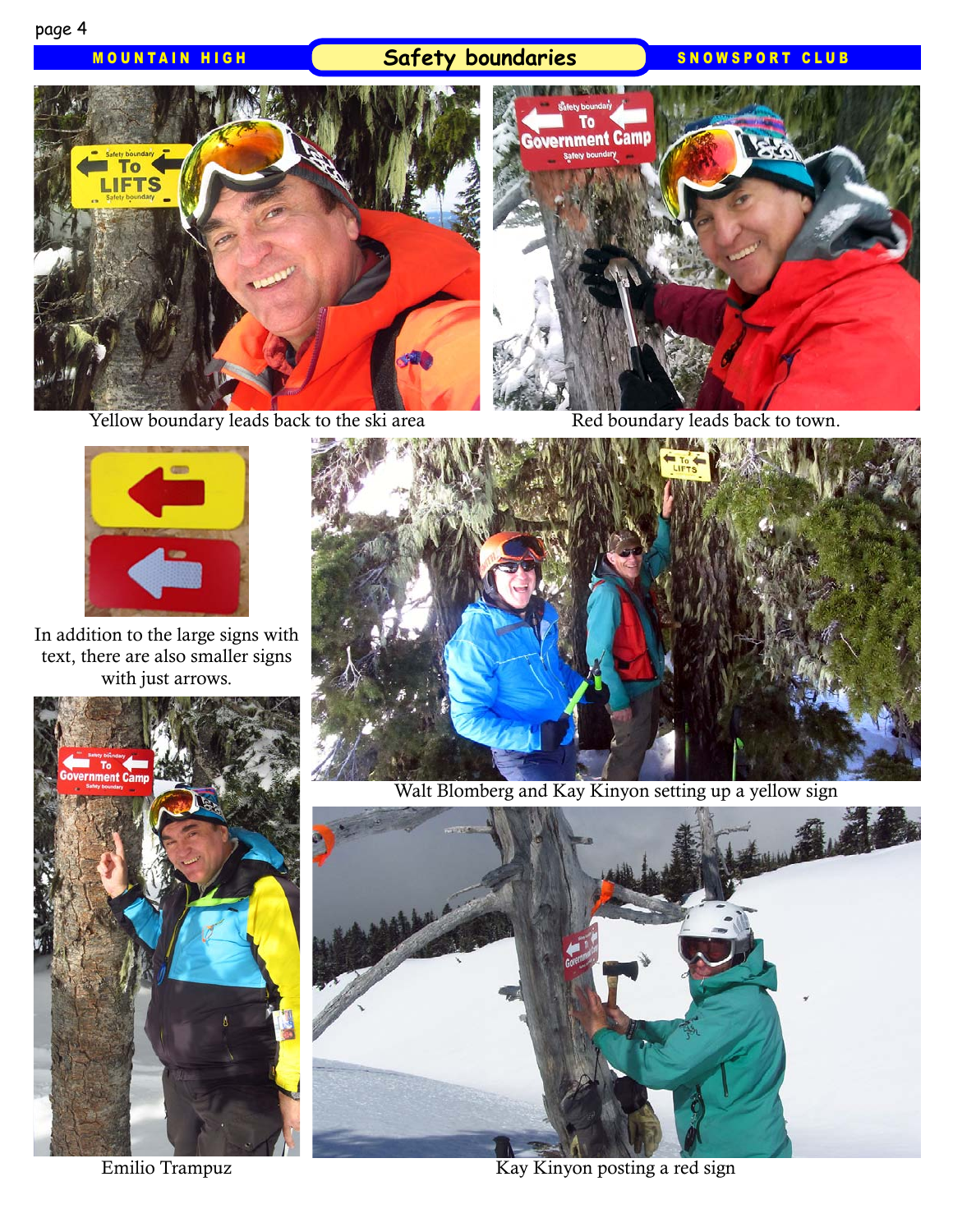# Safety boundaries

Yellow boundary leads back to the ski area

Red boundary leads back to town.

In addition to the large signs with text, there are also smaller signs with just arrows.

Walt Blomberg and Kay Kinyon setting up a yellow sign

Emilio Trampuz

Kay Kinyon posting a red sign